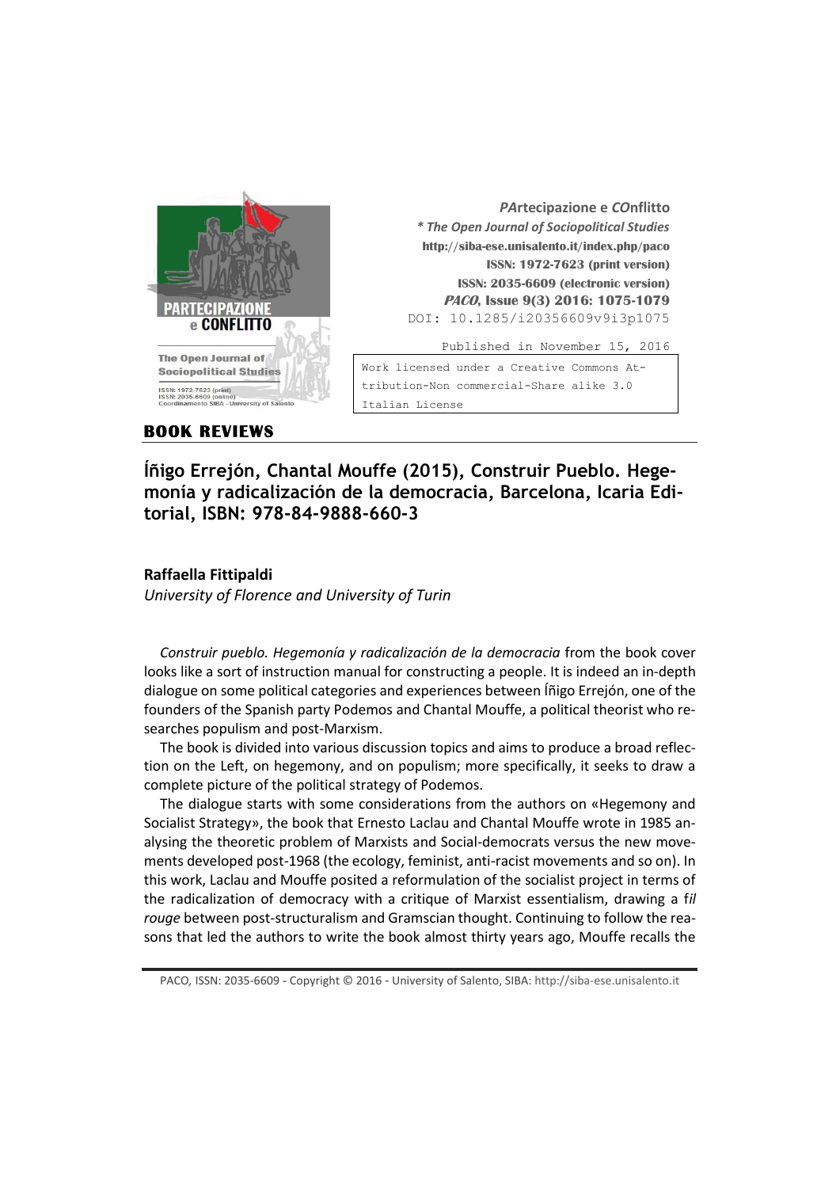*PArtecipazione e COnflitto*
*\* The Open Journal of Sociopolitical Studies*
http://siba-ese.unisalento.it/index.php/paco
ISSN: 1972-7623 (print version)
ISSN: 2035-6609 (electronic version)
*PACO*, Issue 9(3) 2016: 1075-1079
DOI: 10.1285/i20356609v9i3p1075

Published in November 15, 2016

Work licensed under a Creative Commons Attribution-Non commercial-Share alike 3.0 Italian License

**BOOK REVIEWS**

## Íñigo Errejón, Chantal Mouffe (2015), Construir Pueblo. Hegemonía y radicalización de la democracia, Barcelona, Icaria Editorial, ISBN: 978-84-9888-660-3

**Raffaella Fittipaldi**

*University of Florence and University of Turin*

*Construir pueblo. Hegemonía y radicalización de la democracia* from the book cover looks like a sort of instruction manual for constructing a people. It is indeed an in-depth dialogue on some political categories and experiences between Íñigo Errejón, one of the founders of the Spanish party Podemos and Chantal Mouffe, a political theorist who researches populism and post-Marxism.

The book is divided into various discussion topics and aims to produce a broad reflection on the Left, on hegemony, and on populism; more specifically, it seeks to draw a complete picture of the political strategy of Podemos.

The dialogue starts with some considerations from the authors on «Hegemony and Socialist Strategy», the book that Ernesto Laclau and Chantal Mouffe wrote in 1985 analysing the theoretic problem of Marxists and Social-democrats versus the new movements developed post-1968 (the ecology, feminist, anti-racist movements and so on). In this work, Laclau and Mouffe posited a reformulation of the socialist project in terms of the radicalization of democracy with a critique of Marxist essentialism, drawing a f*il rouge* between post-structuralism and Gramscian thought. Continuing to follow the reasons that led the authors to write the book almost thirty years ago, Mouffe recalls the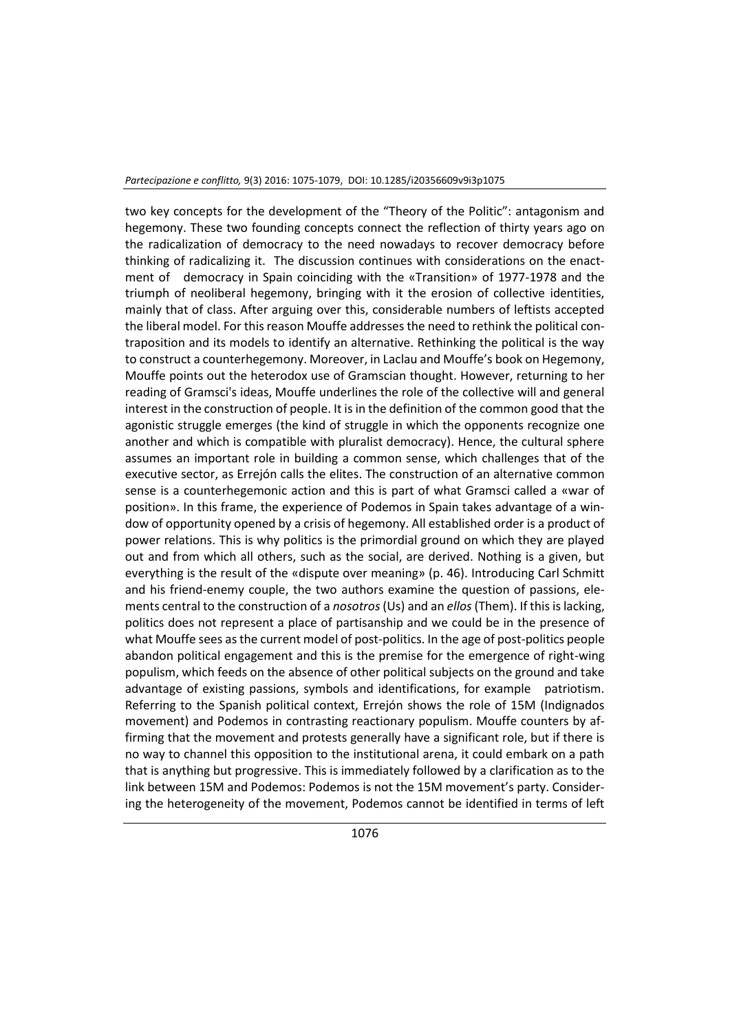two key concepts for the development of the "Theory of the Politic": antagonism and hegemony. These two founding concepts connect the reflection of thirty years ago on the radicalization of democracy to the need nowadays to recover democracy before thinking of radicalizing it. The discussion continues with considerations on the enactment of democracy in Spain coinciding with the «Transition» of 1977-1978 and the triumph of neoliberal hegemony, bringing with it the erosion of collective identities, mainly that of class. After arguing over this, considerable numbers of leftists accepted the liberal model. For this reason Mouffe addresses the need to rethink the political contraposition and its models to identify an alternative. Rethinking the political is the way to construct a counterhegemony. Moreover, in Laclau and Mouffe's book on Hegemony, Mouffe points out the heterodox use of Gramscian thought. However, returning to her reading of Gramsci's ideas, Mouffe underlines the role of the collective will and general interest in the construction of people. It is in the definition of the common good that the agonistic struggle emerges (the kind of struggle in which the opponents recognize one another and which is compatible with pluralist democracy). Hence, the cultural sphere assumes an important role in building a common sense, which challenges that of the executive sector, as Errejón calls the elites. The construction of an alternative common sense is a counterhegemonic action and this is part of what Gramsci called a «war of position». In this frame, the experience of Podemos in Spain takes advantage of a window of opportunity opened by a crisis of hegemony. All established order is a product of power relations. This is why politics is the primordial ground on which they are played out and from which all others, such as the social, are derived. Nothing is a given, but everything is the result of the «dispute over meaning» (p. 46). Introducing Carl Schmitt and his friend-enemy couple, the two authors examine the question of passions, elements central to the construction of a *nosotros* (Us) and an *ellos* (Them). If this is lacking, politics does not represent a place of partisanship and we could be in the presence of what Mouffe sees as the current model of post-politics. In the age of post-politics people abandon political engagement and this is the premise for the emergence of right-wing populism, which feeds on the absence of other political subjects on the ground and take advantage of existing passions, symbols and identifications, for example patriotism. Referring to the Spanish political context, Errejón shows the role of 15M (Indignados movement) and Podemos in contrasting reactionary populism. Mouffe counters by affirming that the movement and protests generally have a significant role, but if there is no way to channel this opposition to the institutional arena, it could embark on a path that is anything but progressive. This is immediately followed by a clarification as to the link between 15M and Podemos: Podemos is not the 15M movement's party. Considering the heterogeneity of the movement, Podemos cannot be identified in terms of left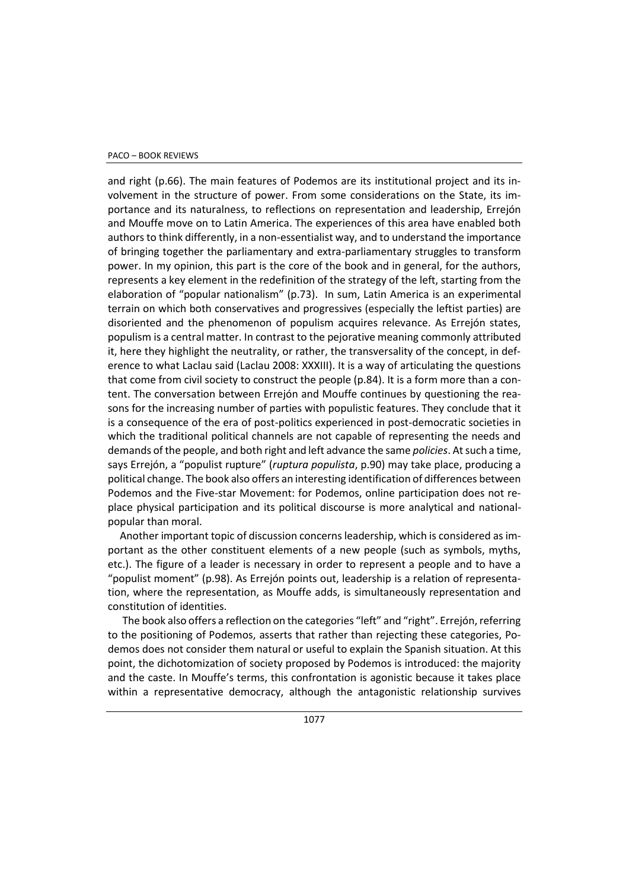and right (p.66). The main features of Podemos are its institutional project and its involvement in the structure of power. From some considerations on the State, its importance and its naturalness, to reflections on representation and leadership, Errejón and Mouffe move on to Latin America. The experiences of this area have enabled both authors to think differently, in a non-essentialist way, and to understand the importance of bringing together the parliamentary and extra-parliamentary struggles to transform power. In my opinion, this part is the core of the book and in general, for the authors, represents a key element in the redefinition of the strategy of the left, starting from the elaboration of "popular nationalism" (p.73). In sum, Latin America is an experimental terrain on which both conservatives and progressives (especially the leftist parties) are disoriented and the phenomenon of populism acquires relevance. As Errejón states, populism is a central matter. In contrast to the pejorative meaning commonly attributed it, here they highlight the neutrality, or rather, the transversality of the concept, in deference to what Laclau said (Laclau 2008: XXXIII). It is a way of articulating the questions that come from civil society to construct the people (p.84). It is a form more than a content. The conversation between Errejón and Mouffe continues by questioning the reasons for the increasing number of parties with populistic features. They conclude that it is a consequence of the era of post-politics experienced in post-democratic societies in which the traditional political channels are not capable of representing the needs and demands of the people, and both right and left advance the same *policies*. At such a time, says Errejón, a "populist rupture" (*ruptura populista*, p.90) may take place, producing a political change. The book also offers an interesting identification of differences between Podemos and the Five-star Movement: for Podemos, online participation does not replace physical participation and its political discourse is more analytical and national-popular than moral.

Another important topic of discussion concerns leadership, which is considered as important as the other constituent elements of a new people (such as symbols, myths, etc.). The figure of a leader is necessary in order to represent a people and to have a "populist moment" (p.98). As Errejón points out, leadership is a relation of representation, where the representation, as Mouffe adds, is simultaneously representation and constitution of identities.

The book also offers a reflection on the categories "left" and "right". Errejón, referring to the positioning of Podemos, asserts that rather than rejecting these categories, Podemos does not consider them natural or useful to explain the Spanish situation. At this point, the dichotomization of society proposed by Podemos is introduced: the majority and the caste. In Mouffe's terms, this confrontation is agonistic because it takes place within a representative democracy, although the antagonistic relationship survives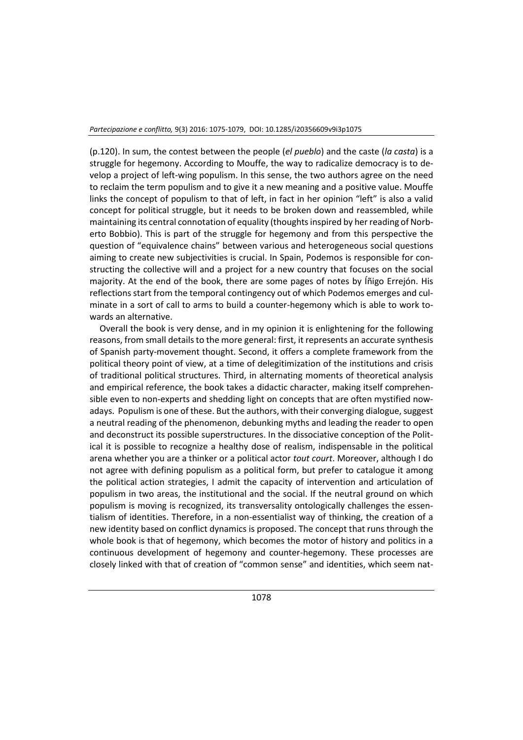(p.120). In sum, the contest between the people (*el pueblo*) and the caste (*la casta*) is a struggle for hegemony. According to Mouffe, the way to radicalize democracy is to develop a project of left-wing populism. In this sense, the two authors agree on the need to reclaim the term populism and to give it a new meaning and a positive value. Mouffe links the concept of populism to that of left, in fact in her opinion "left" is also a valid concept for political struggle, but it needs to be broken down and reassembled, while maintaining its central connotation of equality (thoughts inspired by her reading of Norberto Bobbio). This is part of the struggle for hegemony and from this perspective the question of "equivalence chains" between various and heterogeneous social questions aiming to create new subjectivities is crucial. In Spain, Podemos is responsible for constructing the collective will and a project for a new country that focuses on the social majority. At the end of the book, there are some pages of notes by Íñigo Errejón. His reflections start from the temporal contingency out of which Podemos emerges and culminate in a sort of call to arms to build a counter-hegemony which is able to work towards an alternative.

Overall the book is very dense, and in my opinion it is enlightening for the following reasons, from small details to the more general: first, it represents an accurate synthesis of Spanish party-movement thought. Second, it offers a complete framework from the political theory point of view, at a time of delegitimization of the institutions and crisis of traditional political structures. Third, in alternating moments of theoretical analysis and empirical reference, the book takes a didactic character, making itself comprehensible even to non-experts and shedding light on concepts that are often mystified nowadays. Populism is one of these. But the authors, with their converging dialogue, suggest a neutral reading of the phenomenon, debunking myths and leading the reader to open and deconstruct its possible superstructures. In the dissociative conception of the Political it is possible to recognize a healthy dose of realism, indispensable in the political arena whether you are a thinker or a political actor *tout court*. Moreover, although I do not agree with defining populism as a political form, but prefer to catalogue it among the political action strategies, I admit the capacity of intervention and articulation of populism in two areas, the institutional and the social. If the neutral ground on which populism is moving is recognized, its transversality ontologically challenges the essentialism of identities. Therefore, in a non-essentialist way of thinking, the creation of a new identity based on conflict dynamics is proposed. The concept that runs through the whole book is that of hegemony, which becomes the motor of history and politics in a continuous development of hegemony and counter-hegemony. These processes are closely linked with that of creation of "common sense" and identities, which seem nat-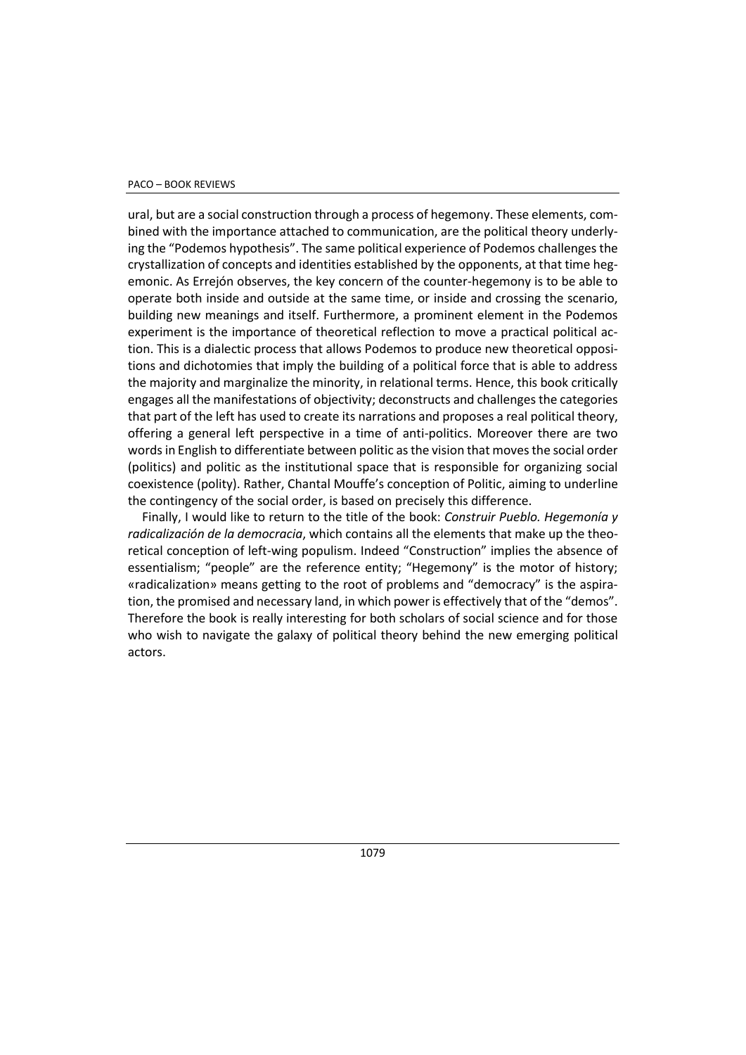ural, but are a social construction through a process of hegemony. These elements, combined with the importance attached to communication, are the political theory underlying the "Podemos hypothesis". The same political experience of Podemos challenges the crystallization of concepts and identities established by the opponents, at that time hegemonic. As Errejón observes, the key concern of the counter-hegemony is to be able to operate both inside and outside at the same time, or inside and crossing the scenario, building new meanings and itself. Furthermore, a prominent element in the Podemos experiment is the importance of theoretical reflection to move a practical political action. This is a dialectic process that allows Podemos to produce new theoretical oppositions and dichotomies that imply the building of a political force that is able to address the majority and marginalize the minority, in relational terms. Hence, this book critically engages all the manifestations of objectivity; deconstructs and challenges the categories that part of the left has used to create its narrations and proposes a real political theory, offering a general left perspective in a time of anti-politics. Moreover there are two words in English to differentiate between politic as the vision that moves the social order (politics) and politic as the institutional space that is responsible for organizing social coexistence (polity). Rather, Chantal Mouffe's conception of Politic, aiming to underline the contingency of the social order, is based on precisely this difference.

Finally, I would like to return to the title of the book: *Construir Pueblo. Hegemonía y radicalización de la democracia*, which contains all the elements that make up the theoretical conception of left-wing populism. Indeed "Construction" implies the absence of essentialism; "people" are the reference entity; "Hegemony" is the motor of history; «radicalization» means getting to the root of problems and "democracy" is the aspiration, the promised and necessary land, in which power is effectively that of the "demos". Therefore the book is really interesting for both scholars of social science and for those who wish to navigate the galaxy of political theory behind the new emerging political actors.